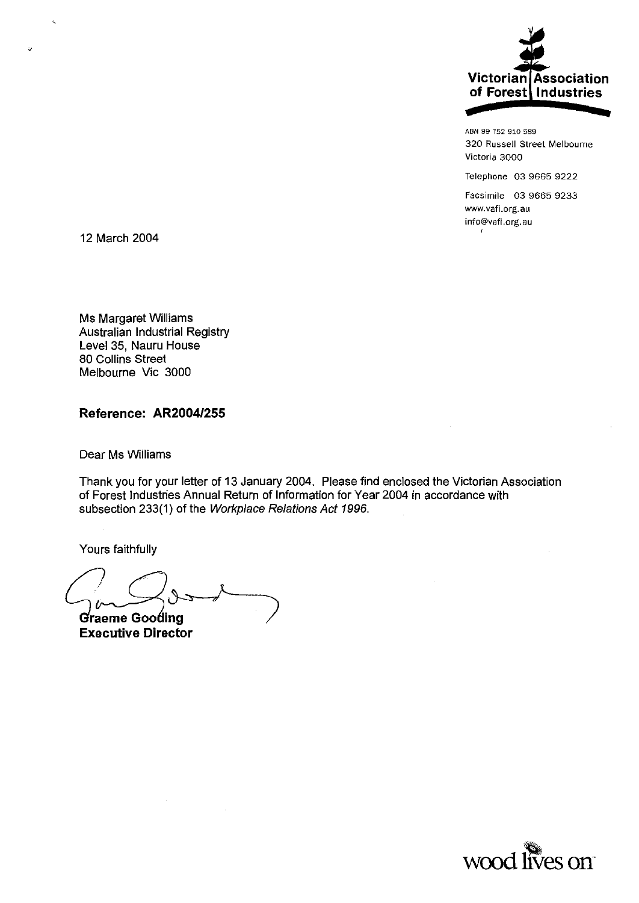**Victorian Association of Forest Industries**

ABN 99 752 910 589
320 Russell Street Melbourne
Victoria 3000

Telephone 03 9665 9222

Facsimile 03 9665 9233
www.vafi.org.au
info@vafi.org.au

12 March 2004

Ms Margaret Williams
Australian Industrial Registry
Level 35, Nauru House
80 Collins Street
Melbourne Vic 3000

**Reference: AR2004/255**

Dear Ms Williams

Thank you for your letter of 13 January 2004. Please find enclosed the Victorian Association of Forest Industries Annual Return of Information for Year 2004 in accordance with subsection 233(1) of the *Workplace Relations Act 1996*.

Yours faithfully

**Graeme Gooding**
**Executive Director**

wood lives on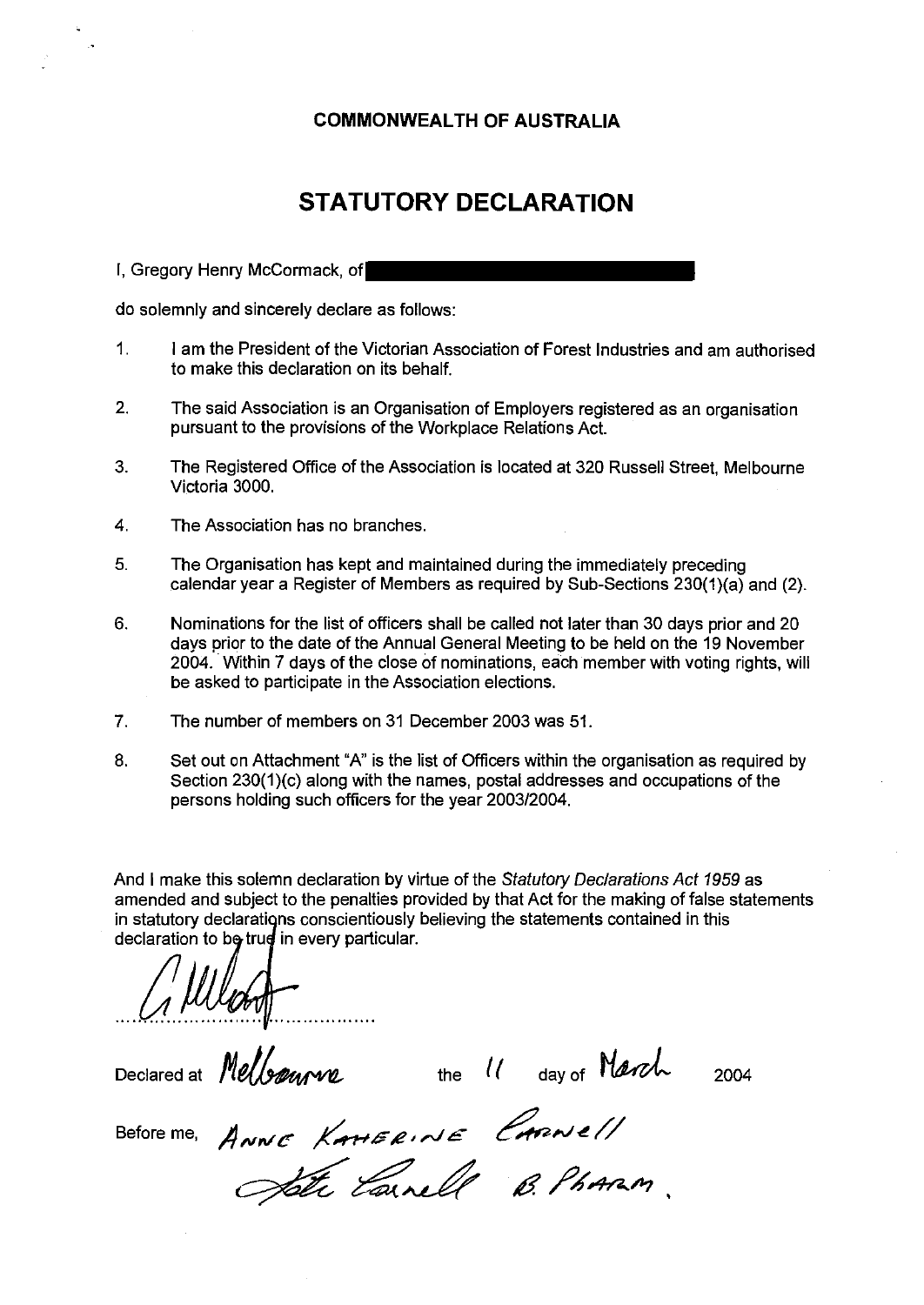**COMMONWEALTH OF AUSTRALIA**

# STATUTORY DECLARATION

I, Gregory Henry McCormack, of [redacted]

do solemnly and sincerely declare as follows:

1. I am the President of the Victorian Association of Forest Industries and am authorised to make this declaration on its behalf.

2. The said Association is an Organisation of Employers registered as an organisation pursuant to the provisions of the Workplace Relations Act.

3. The Registered Office of the Association is located at 320 Russell Street, Melbourne Victoria 3000.

4. The Association has no branches.

5. The Organisation has kept and maintained during the immediately preceding calendar year a Register of Members as required by Sub-Sections 230(1)(a) and (2).

6. Nominations for the list of officers shall be called not later than 30 days prior and 20 days prior to the date of the Annual General Meeting to be held on the 19 November 2004. Within 7 days of the close of nominations, each member with voting rights, will be asked to participate in the Association elections.

7. The number of members on 31 December 2003 was 51.

8. Set out on Attachment "A" is the list of Officers within the organisation as required by Section 230(1)(c) along with the names, postal addresses and occupations of the persons holding such officers for the year 2003/2004.

And I make this solemn declaration by virtue of the *Statutory Declarations Act 1959* as amended and subject to the penalties provided by that Act for the making of false statements in statutory declarations conscientiously believing the statements contained in this declaration to be true in every particular.

[signature]

Declared at Melbourne the 11 day of March 2004

Before me, Anne Katherine Carnell

[signature] B. Pharm.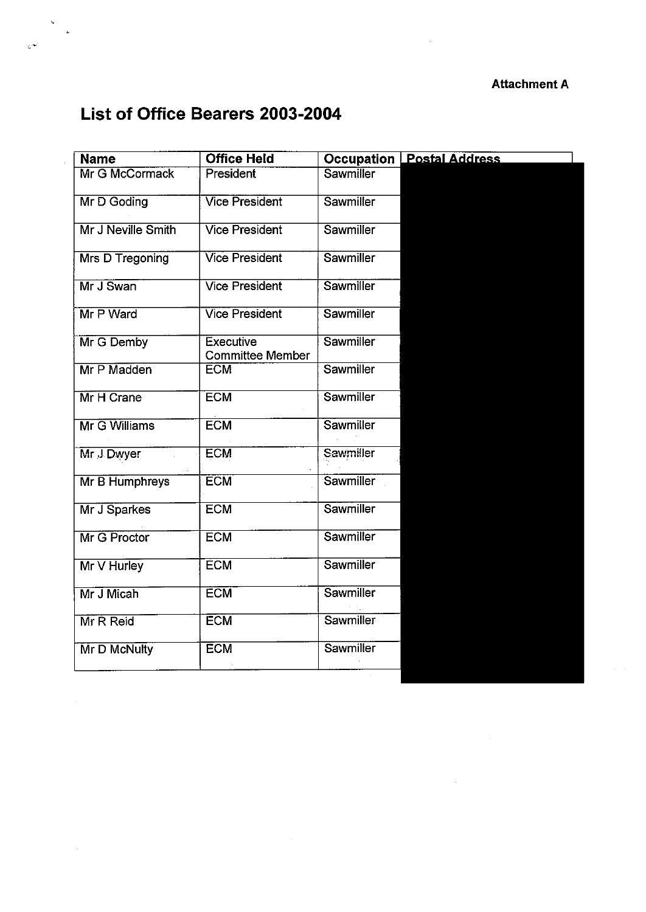**Attachment A**

## List of Office Bearers 2003-2004

| Name | Office Held | Occupation | Postal Address |
|---|---|---|---|
| Mr G McCormack | President | Sawmiller | |
| Mr D Goding | Vice President | Sawmiller | |
| Mr J Neville Smith | Vice President | Sawmiller | |
| Mrs D Tregoning | Vice President | Sawmiller | |
| Mr J Swan | Vice President | Sawmiller | |
| Mr P Ward | Vice President | Sawmiller | |
| Mr G Demby | Executive Committee Member | Sawmiller | |
| Mr P Madden | ECM | Sawmiller | |
| Mr H Crane | ECM | Sawmiller | |
| Mr G Williams | ECM | Sawmiller | |
| Mr J Dwyer | ECM | Sawmiller | |
| Mr B Humphreys | ECM | Sawmiller | |
| Mr J Sparkes | ECM | Sawmiller | |
| Mr G Proctor | ECM | Sawmiller | |
| Mr V Hurley | ECM | Sawmiller | |
| Mr J Micah | ECM | Sawmiller | |
| Mr R Reid | ECM | Sawmiller | |
| Mr D McNulty | ECM | Sawmiller | |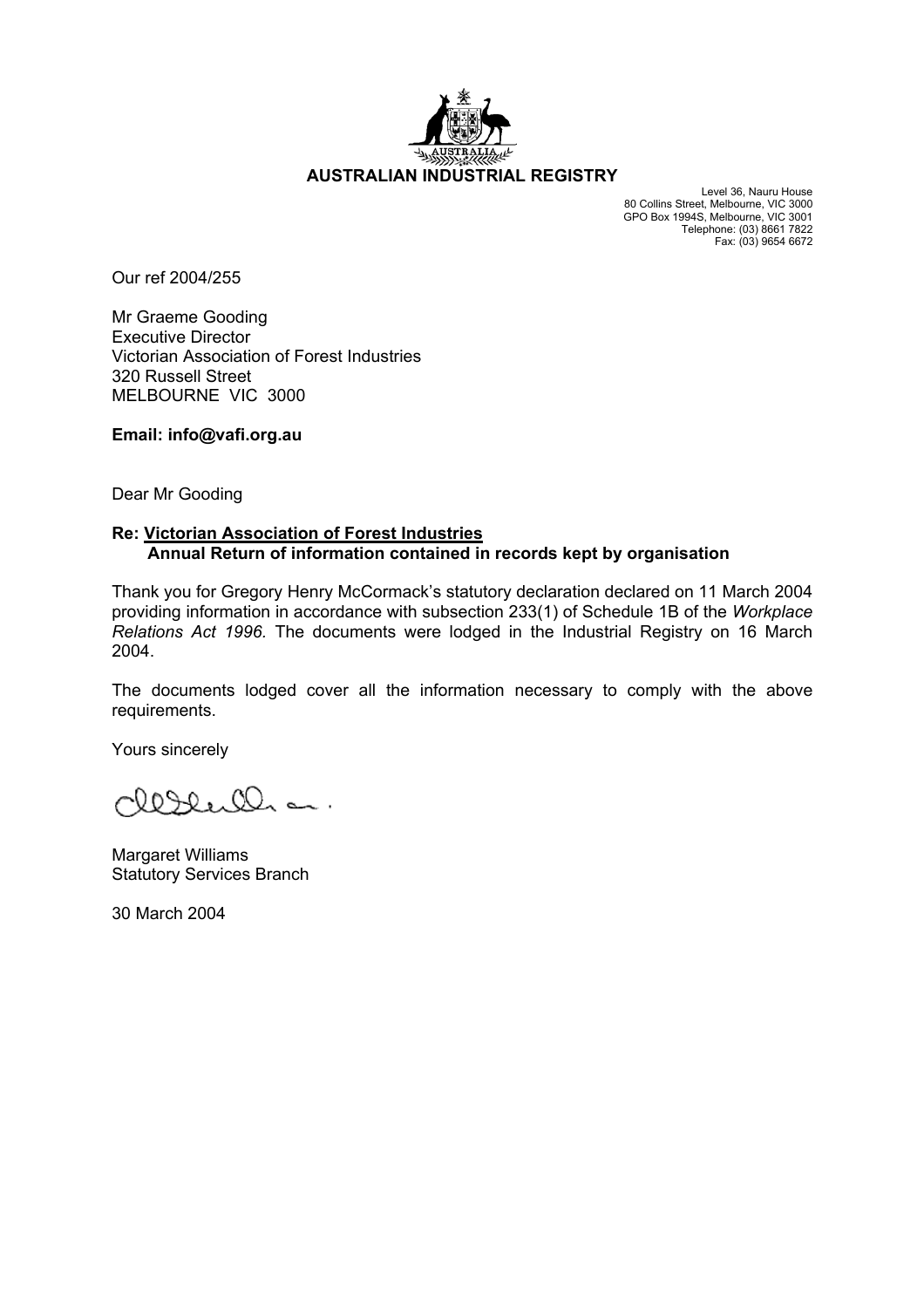**AUSTRALIAN INDUSTRIAL REGISTRY**

Level 36, Nauru House
80 Collins Street, Melbourne, VIC 3000
GPO Box 1994S, Melbourne, VIC 3001
Telephone: (03) 8661 7822
Fax: (03) 9654 6672

Our ref 2004/255

Mr Graeme Gooding
Executive Director
Victorian Association of Forest Industries
320 Russell Street
MELBOURNE VIC 3000

**Email: info@vafi.org.au**

Dear Mr Gooding

**Re: Victorian Association of Forest Industries**
**Annual Return of information contained in records kept by organisation**

Thank you for Gregory Henry McCormack's statutory declaration declared on 11 March 2004 providing information in accordance with subsection 233(1) of Schedule 1B of the *Workplace Relations Act 1996*. The documents were lodged in the Industrial Registry on 16 March 2004.

The documents lodged cover all the information necessary to comply with the above requirements.

Yours sincerely

Margaret Williams
Statutory Services Branch

30 March 2004